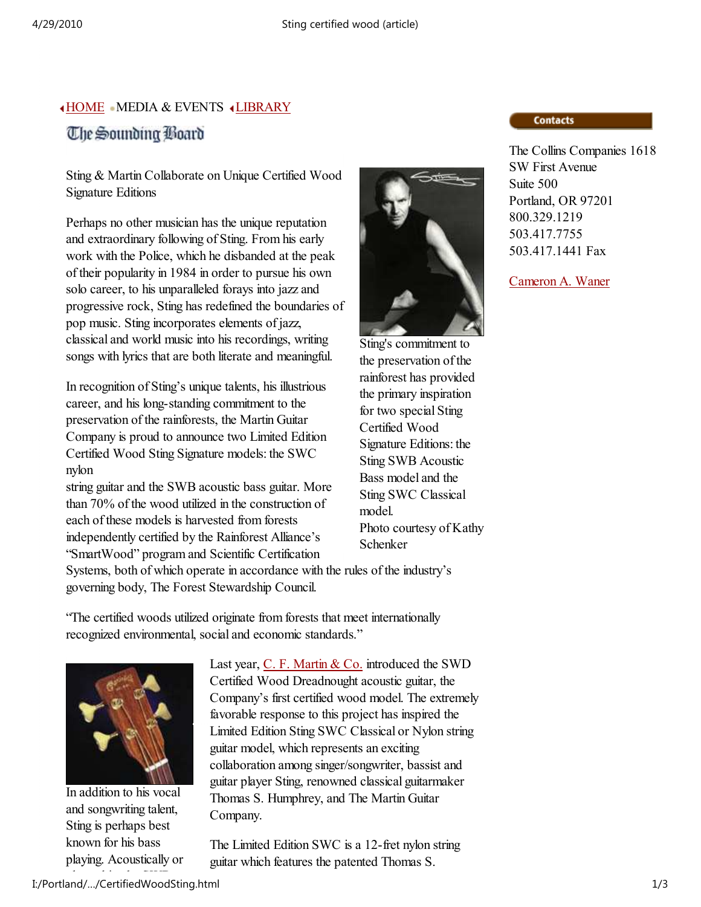HOME • MEDIA & EVENTS • LIBRARY

**The Sounding Board**

Sting & Martin Collaborate on Unique Certified Wood Signature Editions

Perhaps no other musician has the unique reputation and extraordinary following of Sting. From his early work with the Police, which he disbanded at the peak of their popularity in 1984 in order to pursue his own solo career, to his unparalleled forays into jazz and progressive rock, Sting has redefined the boundaries of pop music. Sting incorporates elements of jazz, classical and world music into his recordings, writing songs with lyrics that are both literate and meaningful.

In recognition of Sting's unique talents, his illustrious career, and his long-standing commitment to the preservation of the rainforests, the Martin Guitar Company is proud to announce two Limited Edition Certified Wood Sting Signature models: the SWC nylon string guitar and the SWB acoustic bass guitar. More than 70% of the wood utilized in the construction of each of these models is harvested from forests independently certified by the Rainforest Alliance's "SmartWood" program and Scientific Certification Systems, both of which operate in accordance with the rules of the industry's governing body, The Forest Stewardship Council.

Sting's commitment to the preservation of the rainforest has provided the primary inspiration for two special Sting Certified Wood Signature Editions: the Sting SWB Acoustic Bass model and the Sting SWC Classical model. Photo courtesy of Kathy Schenker

"The certified woods utilized originate from forests that meet internationally recognized environmental, social and economic standards."

Last year, C. F. Martin & Co. introduced the SWD Certified Wood Dreadnought acoustic guitar, the Company's first certified wood model. The extremely favorable response to this project has inspired the Limited Edition Sting SWC Classical or Nylon string guitar model, which represents an exciting collaboration among singer/songwriter, bassist and guitar player Sting, renowned classical guitarmaker Thomas S. Humphrey, and The Martin Guitar Company.

In addition to his vocal and songwriting talent, Sting is perhaps best known for his bass playing. Acoustically or

The Limited Edition SWC is a 12-fret nylon string guitar which features the patented Thomas S.

**Contacts**

The Collins Companies 1618 SW First Avenue
Suite 500
Portland, OR 97201
800.329.1219
503.417.7755
503.417.1441 Fax

Cameron A. Waner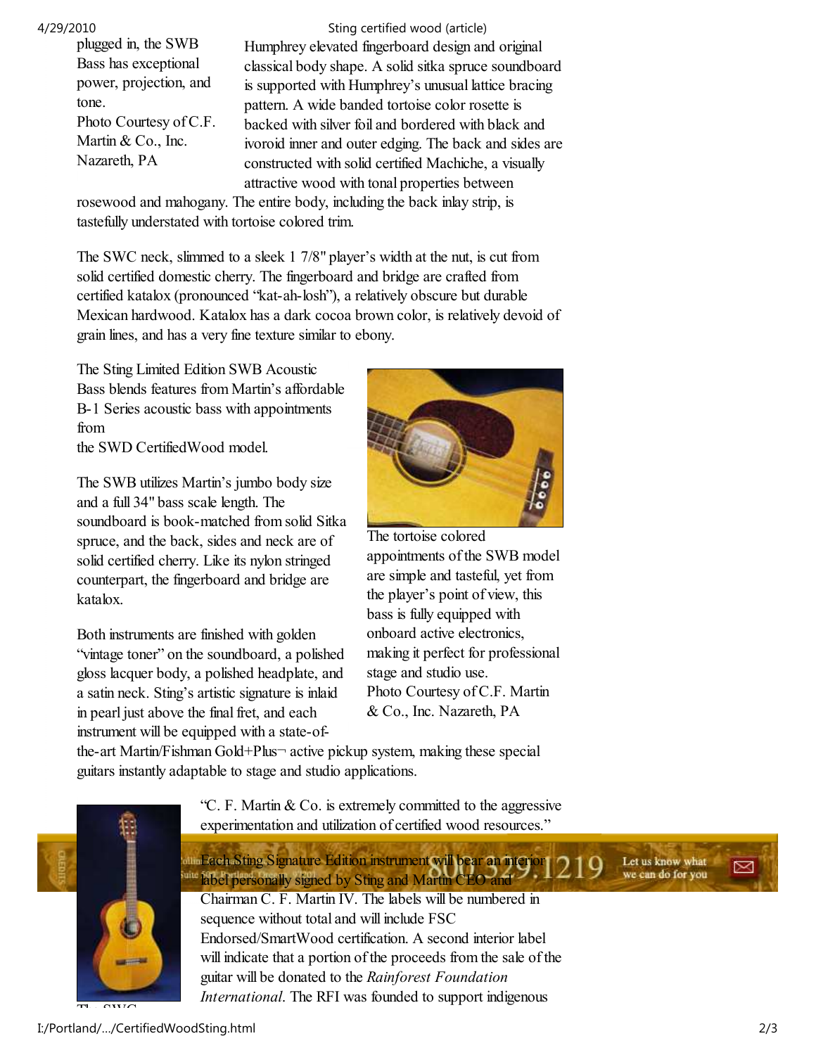plugged in, the SWB Bass has exceptional power, projection, and tone.

Photo Courtesy of C.F. Martin & Co., Inc. Nazareth, PA

Humphrey elevated fingerboard design and original classical body shape. A solid sitka spruce soundboard is supported with Humphrey's unusual lattice bracing pattern. A wide banded tortoise color rosette is backed with silver foil and bordered with black and ivoroid inner and outer edging. The back and sides are constructed with solid certified Machiche, a visually attractive wood with tonal properties between rosewood and mahogany. The entire body, including the back inlay strip, is tastefully understated with tortoise colored trim.

The SWC neck, slimmed to a sleek 1 7/8" player's width at the nut, is cut from solid certified domestic cherry. The fingerboard and bridge are crafted from certified katalox (pronounced "kat-ah-losh"), a relatively obscure but durable Mexican hardwood. Katalox has a dark cocoa brown color, is relatively devoid of grain lines, and has a very fine texture similar to ebony.

The Sting Limited Edition SWB Acoustic Bass blends features from Martin's affordable B-1 Series acoustic bass with appointments from the SWD CertifiedWood model.

The SWB utilizes Martin's jumbo body size and a full 34" bass scale length. The soundboard is book-matched from solid Sitka spruce, and the back, sides and neck are of solid certified cherry. Like its nylon stringed counterpart, the fingerboard and bridge are katalox.

The tortoise colored appointments of the SWB model are simple and tasteful, yet from the player's point of view, this bass is fully equipped with onboard active electronics, making it perfect for professional stage and studio use.

Photo Courtesy of C.F. Martin & Co., Inc. Nazareth, PA

Both instruments are finished with golden "vintage toner" on the soundboard, a polished gloss lacquer body, a polished headplate, and a satin neck. Sting's artistic signature is inlaid in pearl just above the final fret, and each instrument will be equipped with a state-of-the-art Martin/Fishman Gold+Plus¬ active pickup system, making these special guitars instantly adaptable to stage and studio applications.

"C. F. Martin & Co. is extremely committed to the aggressive experimentation and utilization of certified wood resources."

Each Sting Signature Edition instrument will bear an interior label personally signed by Sting and Martin CEO and Chairman C. F. Martin IV. The labels will be numbered in sequence without total and will include FSC Endorsed/SmartWood certification. A second interior label will indicate that a portion of the proceeds from the sale of the guitar will be donated to the *Rainforest Foundation International*. The RFI was founded to support indigenous

The SWC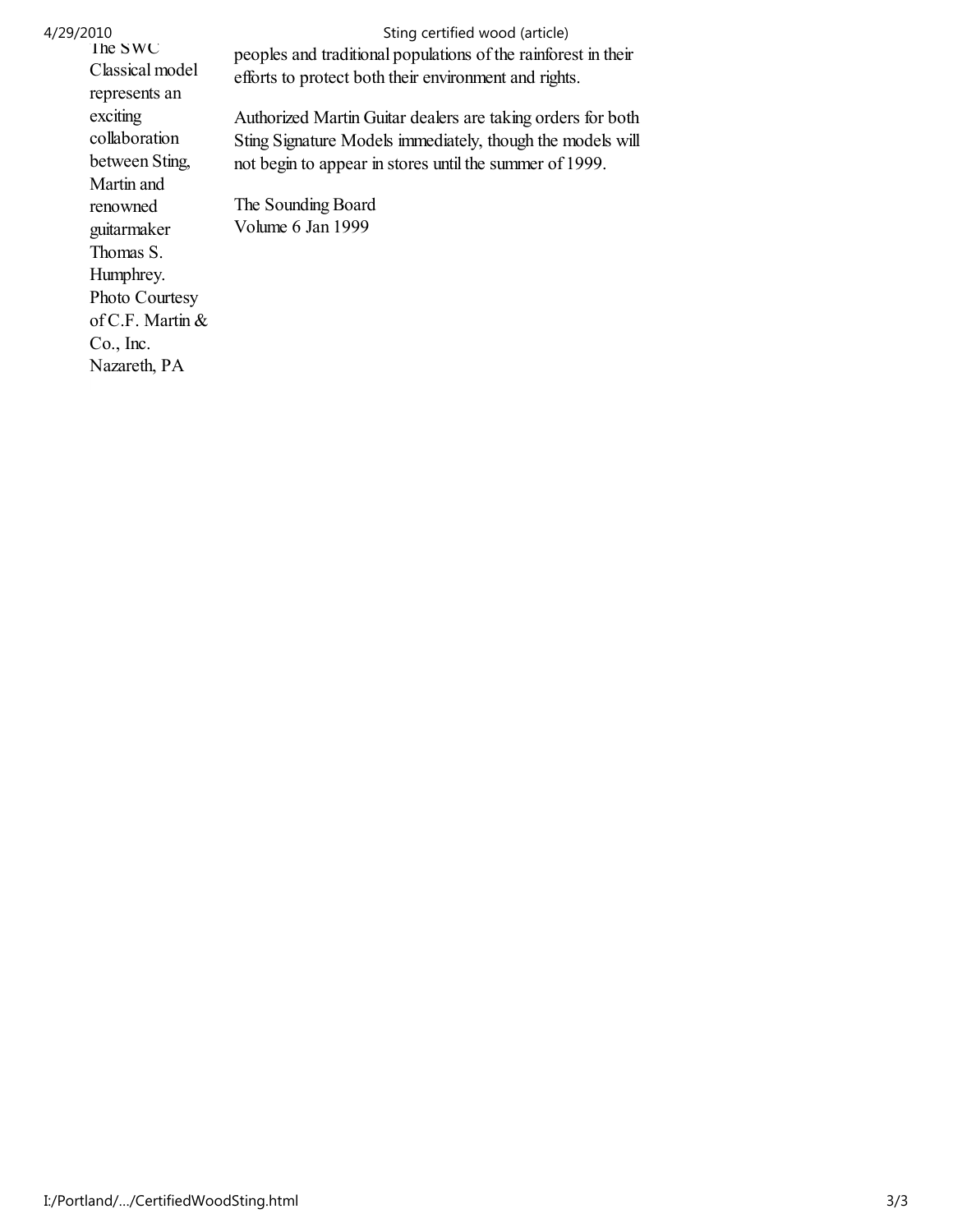The SWC Classical model represents an exciting collaboration between Sting, Martin and renowned guitarmaker Thomas S. Humphrey. Photo Courtesy of C.F. Martin & Co., Inc. Nazareth, PA

peoples and traditional populations of the rainforest in their efforts to protect both their environment and rights.

Authorized Martin Guitar dealers are taking orders for both Sting Signature Models immediately, though the models will not begin to appear in stores until the summer of 1999.

The Sounding Board
Volume 6 Jan 1999